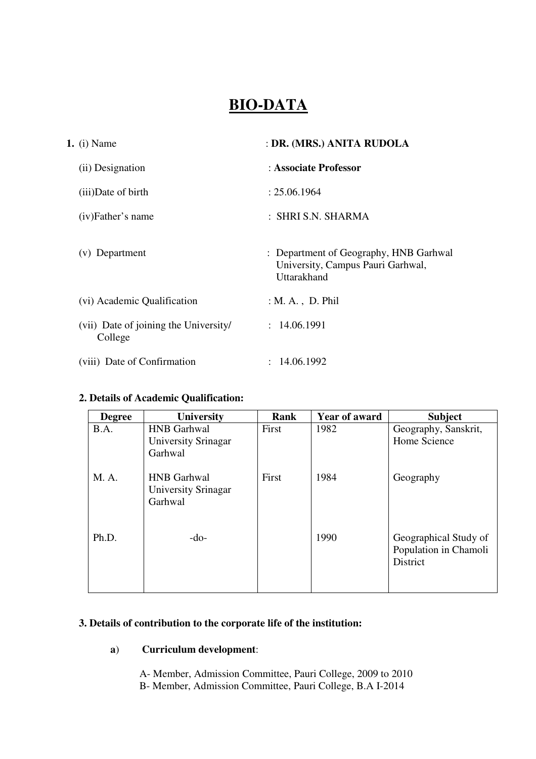# BIO-DATA

**1.** (i) Name : **DR. (MRS.) ANITA RUDOLA**

(ii) Designation : **Associate Professor**

(iii)Date of birth : 25.06.1964

(iv)Father's name : SHRI S.N. SHARMA

(v) Department : Department of Geography, HNB Garhwal University, Campus Pauri Garhwal, Uttarakhand

(vi) Academic Qualification : M. A. , D. Phil

(vii) Date of joining the University/ College : 14.06.1991

(viii) Date of Confirmation : 14.06.1992

**2. Details of Academic Qualification:**

| Degree | University | Rank | Year of award | Subject |
|---|---|---|---|---|
| B.A. | HNB Garhwal University Srinagar Garhwal | First | 1982 | Geography, Sanskrit, Home Science |
| M. A. | HNB Garhwal University Srinagar Garhwal | First | 1984 | Geography |
| Ph.D. | -do- | | 1990 | Geographical Study of Population in Chamoli District |

**3. Details of contribution to the corporate life of the institution:**

**a**) **Curriculum development**:

A- Member, Admission Committee, Pauri College, 2009 to 2010
B- Member, Admission Committee, Pauri College, B.A I-2014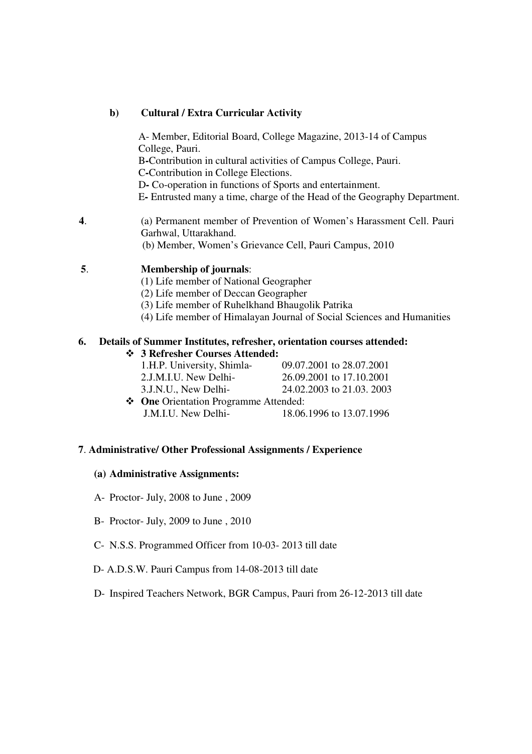**b) Cultural / Extra Curricular Activity**

A- Member, Editorial Board, College Magazine, 2013-14 of Campus College, Pauri.
B-Contribution in cultural activities of Campus College, Pauri.
C-Contribution in College Elections.
D- Co-operation in functions of Sports and entertainment.
E- Entrusted many a time, charge of the Head of the Geography Department.

**4**. (a) Permanent member of Prevention of Women's Harassment Cell. Pauri Garhwal, Uttarakhand.
(b) Member, Women's Grievance Cell, Pauri Campus, 2010

**5**. **Membership of journals**:
(1) Life member of National Geographer
(2) Life member of Deccan Geographer
(3) Life member of Ruhelkhand Bhaugolik Patrika
(4) Life member of Himalayan Journal of Social Sciences and Humanities

**6. Details of Summer Institutes, refresher, orientation courses attended:**

- **3 Refresher Courses Attended:**
  1.H.P. University, Shimla- 09.07.2001 to 28.07.2001
  2.J.M.I.U. New Delhi- 26.09.2001 to 17.10.2001
  3.J.N.U., New Delhi- 24.02.2003 to 21.03. 2003
- **One** Orientation Programme Attended:
  J.M.I.U. New Delhi- 18.06.1996 to 13.07.1996

**7**. **Administrative/ Other Professional Assignments / Experience**

**(a) Administrative Assignments:**

A- Proctor- July, 2008 to June , 2009

B- Proctor- July, 2009 to June , 2010

C- N.S.S. Programmed Officer from 10-03- 2013 till date

D- A.D.S.W. Pauri Campus from 14-08-2013 till date

D- Inspired Teachers Network, BGR Campus, Pauri from 26-12-2013 till date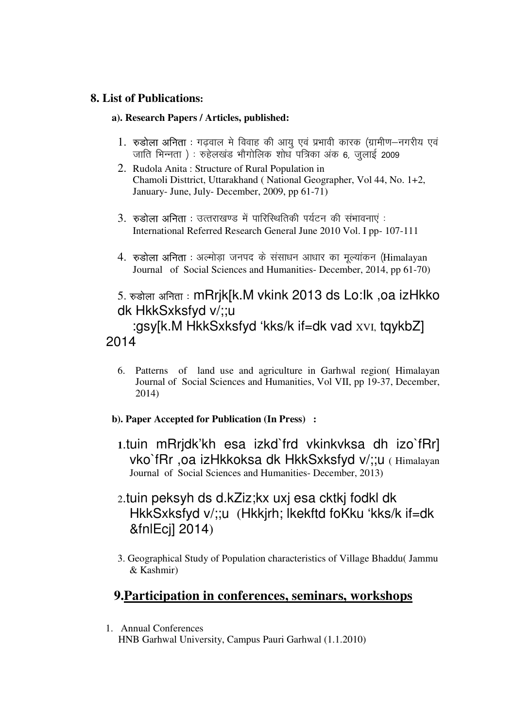## 8. List of Publications:

**a). Research Papers / Articles, published:**

1. **रुडोला अनिता** : गढ़वाल मे विवाह की आयु एवं प्रभावी कारक (ग्रामीण–नगरीय एवं जाति भिन्नता ) : रुहेलखंड भौगोलिक शोध पत्रिका अंक 6, जुलाई 2009
2. Rudola Anita : Structure of Rural Population in Chamoli Disttrict, Uttarakhand ( National Geographer, Vol 44, No. 1+2, January- June, July- December, 2009, pp 61-71)
3. **रुडोला अनिता** : उत्तराखण्ड में पारिस्थितिकी पर्यटन की संभावनाएं : International Referred Research General June 2010 Vol. I pp- 107-111
4. **रुडोला अनिता** : अल्मोड़ा जनपद के संसाधन आधार का मूल्यांकन (Himalayan Journal of Social Sciences and Humanities- December, 2014, pp 61-70)
5. रुडोला अनिता : mRrjk[k.M vkink 2013 ds Lo:Ik ,oa izHkko dk HkkSxksfyd v/;;u :gsy[k.M HkkSxksfyd 'kks/k if=dk vad XVI, tqykbZ] 2014
6. Patterns of land use and agriculture in Garhwal region( Himalayan Journal of Social Sciences and Humanities, Vol VII, pp 19-37, December, 2014)

**b). Paper Accepted for Publication (In Press) :**

1. tuin mRrjdk'kh esa izkd`frd vkinkvksa dh izo`fRr] vko`fRr ,oa izHkkoksa dk HkkSxksfyd v/;;u ( Himalayan Journal of Social Sciences and Humanities- December, 2013)
2. tuin peksyh ds d.kZiz;kx uxj esa cktkj fodkl dk HkkSxksfyd v/;;u (Hkkjrh; lkekftd foKku 'kks/k if=dk &fnlEcj] 2014)
3. Geographical Study of Population characteristics of Village Bhaddu( Jammu & Kashmir)

## 9. Participation in conferences, seminars, workshops

1. Annual Conferences
   HNB Garhwal University, Campus Pauri Garhwal (1.1.2010)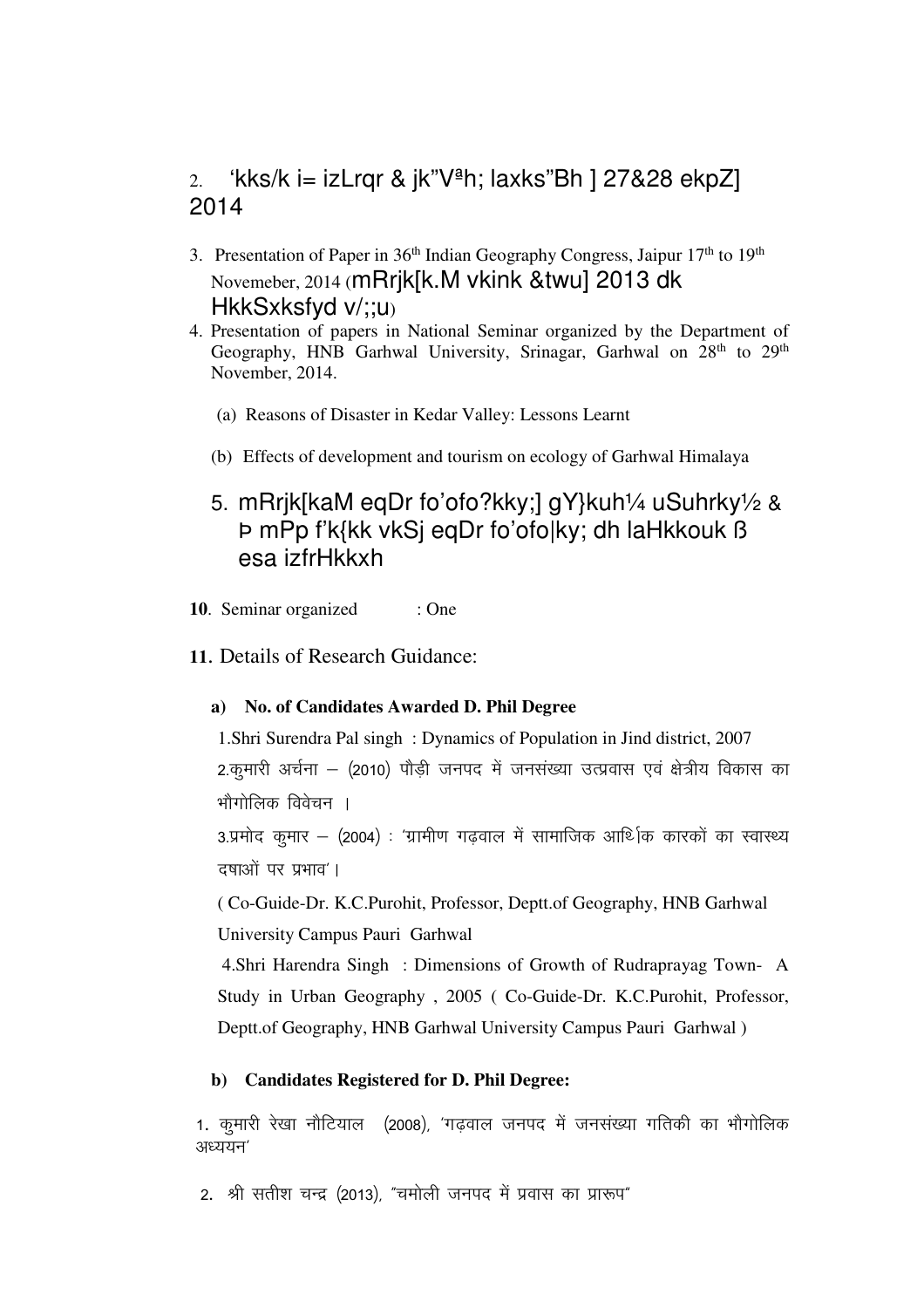2. 'kks/k i= izLrqr & jk"Vªh; laxks"Bh ] 27&28 ekpZ] 2014

3. Presentation of Paper in 36th Indian Geography Congress, Jaipur 17th to 19th Novemeber, 2014 (mRrjk[k.M vkink &twu] 2013 dk HkkSxksfyd v/;;u)
4. Presentation of papers in National Seminar organized by the Department of Geography, HNB Garhwal University, Srinagar, Garhwal on 28th to 29th November, 2014.

   (a) Reasons of Disaster in Kedar Valley: Lessons Learnt

   (b) Effects of development and tourism on ecology of Garhwal Himalaya

5. mRrjk[kaM eqDr fo'ofo?kky;] gY}kuh¼ uSuhrky½ & Þ mPp f'k{kk vkSj eqDr fo'ofo|ky; dh laHkkouk ß esa izfrHkkxh

**10**. Seminar organized : One

**11.** Details of Research Guidance:

**a) No. of Candidates Awarded D. Phil Degree**

1.Shri Surendra Pal singh : Dynamics of Population in Jind district, 2007

2.कुमारी अर्चना – (2010) पौड़ी जनपद में जनसंख्या उत्प्रवास एवं क्षेत्रीय विकास का भौगोलिक विवेचन ।

3.प्रमोद कुमार – (2004) : 'ग्रामीण गढ़वाल में सामाजिक आर्थिक कारकों का स्वास्थ्य दषाओं पर प्रभाव'।

( Co-Guide-Dr. K.C.Purohit, Professor, Deptt.of Geography, HNB Garhwal University Campus Pauri Garhwal

4.Shri Harendra Singh : Dimensions of Growth of Rudraprayag Town- A Study in Urban Geography , 2005 ( Co-Guide-Dr. K.C.Purohit, Professor, Deptt.of Geography, HNB Garhwal University Campus Pauri Garhwal )

**b) Candidates Registered for D. Phil Degree:**

1. कुमारी रेखा नौटियाल (2008), 'गढ़वाल जनपद में जनसंख्या गतिकी का भौगोलिक अध्ययन'

2. श्री सतीश चन्द्र (2013), "चमोली जनपद में प्रवास का प्रारूप"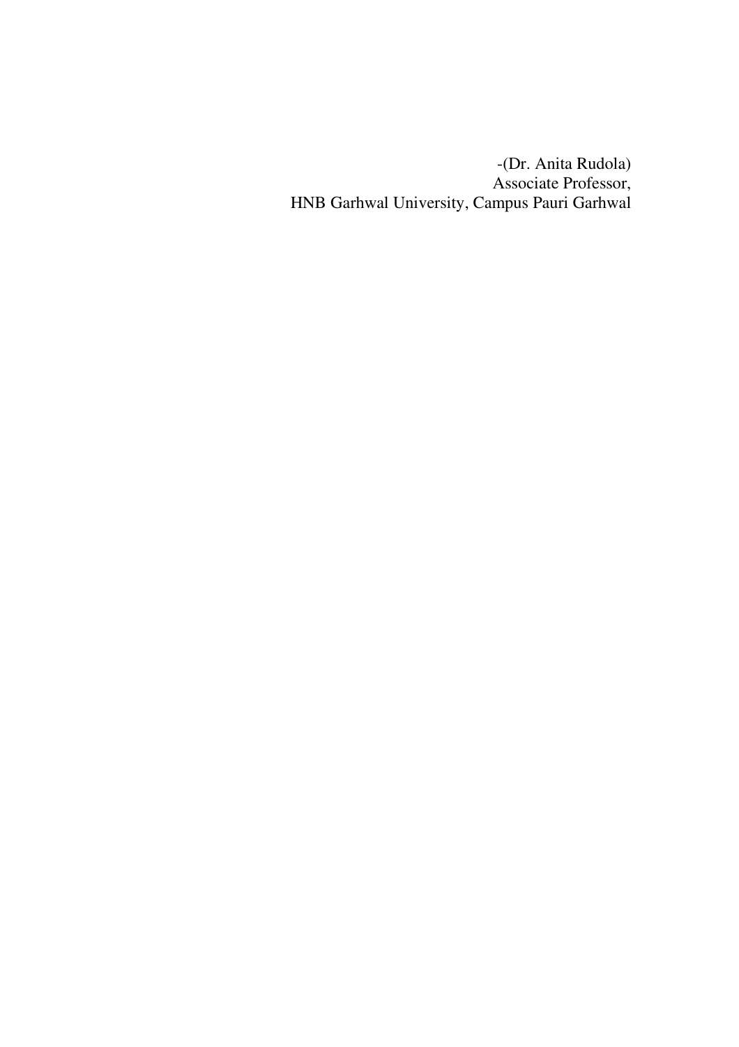-(Dr. Anita Rudola)
Associate Professor,
HNB Garhwal University, Campus Pauri Garhwal